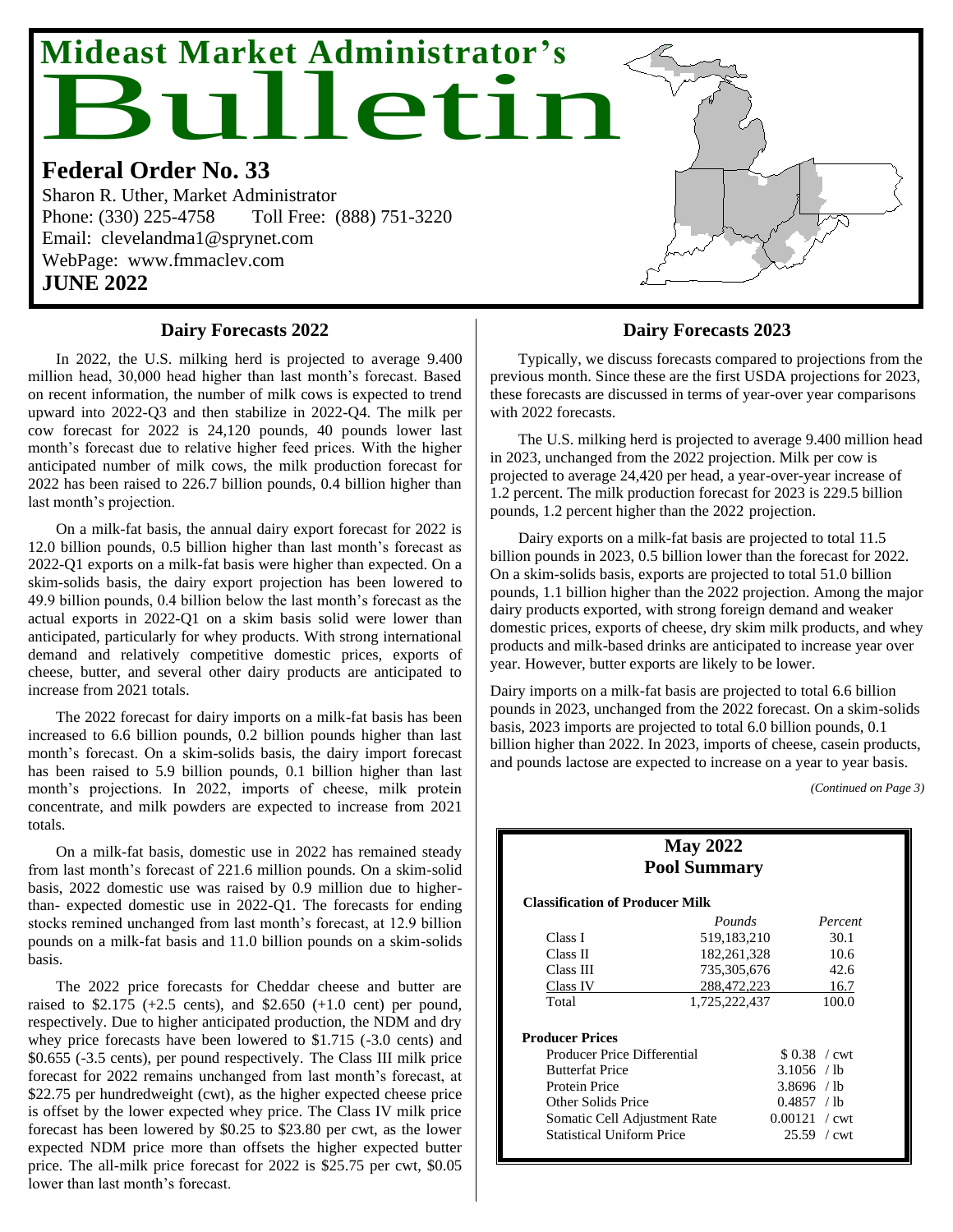# Mideast Market Administrator's Bulletin

## Federal Order No. 33

Sharon R. Uther, Market Administrator
Phone: (330) 225-4758 Toll Free: (888) 751-3220
Email: clevelandma1@sprynet.com
WebPage: www.fmmaclev.com

**JUNE 2022**

### Dairy Forecasts 2022

In 2022, the U.S. milking herd is projected to average 9.400 million head, 30,000 head higher than last month's forecast. Based on recent information, the number of milk cows is expected to trend upward into 2022-Q3 and then stabilize in 2022-Q4. The milk per cow forecast for 2022 is 24,120 pounds, 40 pounds lower last month's forecast due to relative higher feed prices. With the higher anticipated number of milk cows, the milk production forecast for 2022 has been raised to 226.7 billion pounds, 0.4 billion higher than last month's projection.

On a milk-fat basis, the annual dairy export forecast for 2022 is 12.0 billion pounds, 0.5 billion higher than last month's forecast as 2022-Q1 exports on a milk-fat basis were higher than expected. On a skim-solids basis, the dairy export projection has been lowered to 49.9 billion pounds, 0.4 billion below the last month's forecast as the actual exports in 2022-Q1 on a skim basis solid were lower than anticipated, particularly for whey products. With strong international demand and relatively competitive domestic prices, exports of cheese, butter, and several other dairy products are anticipated to increase from 2021 totals.

The 2022 forecast for dairy imports on a milk-fat basis has been increased to 6.6 billion pounds, 0.2 billion pounds higher than last month's forecast. On a skim-solids basis, the dairy import forecast has been raised to 5.9 billion pounds, 0.1 billion higher than last month's projections. In 2022, imports of cheese, milk protein concentrate, and milk powders are expected to increase from 2021 totals.

On a milk-fat basis, domestic use in 2022 has remained steady from last month's forecast of 221.6 million pounds. On a skim-solid basis, 2022 domestic use was raised by 0.9 million due to higher-than- expected domestic use in 2022-Q1. The forecasts for ending stocks remined unchanged from last month's forecast, at 12.9 billion pounds on a milk-fat basis and 11.0 billion pounds on a skim-solids basis.

The 2022 price forecasts for Cheddar cheese and butter are raised to $2.175 (+2.5 cents), and $2.650 (+1.0 cent) per pound, respectively. Due to higher anticipated production, the NDM and dry whey price forecasts have been lowered to $1.715 (-3.0 cents) and $0.655 (-3.5 cents), per pound respectively. The Class III milk price forecast for 2022 remains unchanged from last month's forecast, at $22.75 per hundredweight (cwt), as the higher expected cheese price is offset by the lower expected whey price. The Class IV milk price forecast has been lowered by $0.25 to $23.80 per cwt, as the lower expected NDM price more than offsets the higher expected butter price. The all-milk price forecast for 2022 is $25.75 per cwt, $0.05 lower than last month's forecast.

### Dairy Forecasts 2023

Typically, we discuss forecasts compared to projections from the previous month. Since these are the first USDA projections for 2023, these forecasts are discussed in terms of year-over year comparisons with 2022 forecasts.

The U.S. milking herd is projected to average 9.400 million head in 2023, unchanged from the 2022 projection. Milk per cow is projected to average 24,420 per head, a year-over-year increase of 1.2 percent. The milk production forecast for 2023 is 229.5 billion pounds, 1.2 percent higher than the 2022 projection.

Dairy exports on a milk-fat basis are projected to total 11.5 billion pounds in 2023, 0.5 billion lower than the forecast for 2022. On a skim-solids basis, exports are projected to total 51.0 billion pounds, 1.1 billion higher than the 2022 projection. Among the major dairy products exported, with strong foreign demand and weaker domestic prices, exports of cheese, dry skim milk products, and whey products and milk-based drinks are anticipated to increase year over year. However, butter exports are likely to be lower.

Dairy imports on a milk-fat basis are projected to total 6.6 billion pounds in 2023, unchanged from the 2022 forecast. On a skim-solids basis, 2023 imports are projected to total 6.0 billion pounds, 0.1 billion higher than 2022. In 2023, imports of cheese, casein products, and pounds lactose are expected to increase on a year to year basis.

*(Continued on Page 3)*

### May 2022 Pool Summary

**Classification of Producer Milk**

| | *Pounds* | *Percent* |
|---|---|---|
| Class I | 519,183,210 | 30.1 |
| Class II | 182,261,328 | 10.6 |
| Class III | 735,305,676 | 42.6 |
| Class IV | 288,472,223 | 16.7 |
| Total | 1,725,222,437 | 100.0 |

**Producer Prices**

| | |
|---|---|
| Producer Price Differential | $ 0.38 / cwt |
| Butterfat Price | 3.1056 / lb |
| Protein Price | 3.8696 / lb |
| Other Solids Price | 0.4857 / lb |
| Somatic Cell Adjustment Rate | 0.00121 / cwt |
| Statistical Uniform Price | 25.59 / cwt |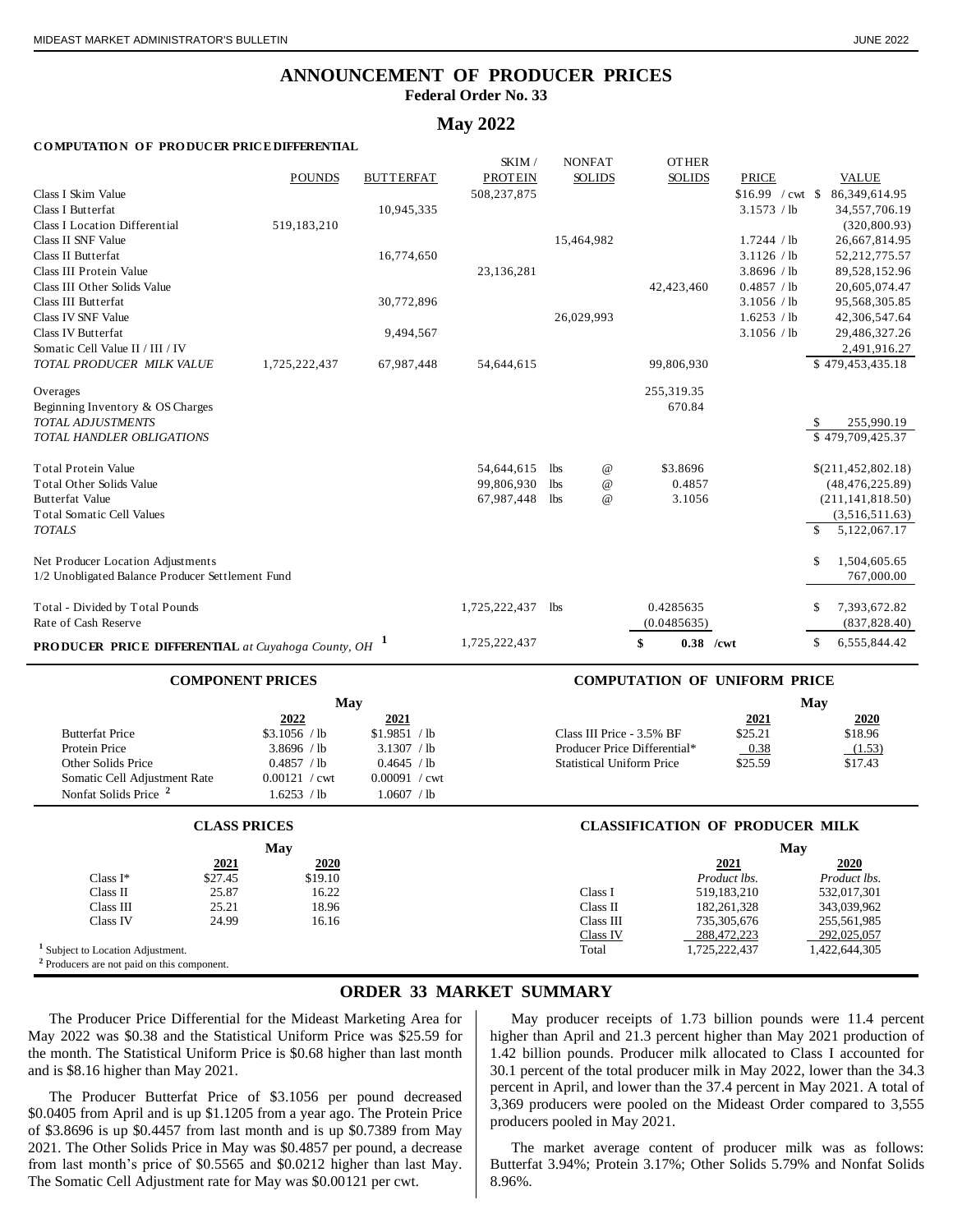# ANNOUNCEMENT OF PRODUCER PRICES

**Federal Order No. 33**

## May 2022

### COMPUTATION OF PRODUCER PRICE DIFFERENTIAL

| | POUNDS | BUTTERFAT | SKIM / PROTEIN | NONFAT SOLIDS | OTHER SOLIDS | PRICE | VALUE |
|---|---|---|---|---|---|---|---|
| Class I Skim Value | | | 508,237,875 | | | $16.99 / cwt | $ 86,349,614.95 |
| Class I Butterfat | | 10,945,335 | | | | 3.1573 / lb | 34,557,706.19 |
| Class I Location Differential | 519,183,210 | | | | | | (320,800.93) |
| Class II SNF Value | | | | 15,464,982 | | 1.7244 / lb | 26,667,814.95 |
| Class II Butterfat | | 16,774,650 | | | | 3.1126 / lb | 52,212,775.57 |
| Class III Protein Value | | | 23,136,281 | | | 3.8696 / lb | 89,528,152.96 |
| Class III Other Solids Value | | | | | 42,423,460 | 0.4857 / lb | 20,605,074.47 |
| Class III Butterfat | | 30,772,896 | | | | 3.1056 / lb | 95,568,305.85 |
| Class IV SNF Value | | | | 26,029,993 | | 1.6253 / lb | 42,306,547.64 |
| Class IV Butterfat | | 9,494,567 | | | | 3.1056 / lb | 29,486,327.26 |
| Somatic Cell Value II / III / IV | | | | | | | 2,491,916.27 |
| *TOTAL PRODUCER MILK VALUE* | 1,725,222,437 | 67,987,448 | 54,644,615 | | 99,806,930 | | $ 479,453,435.18 |
| Overages | | | | | 255,319.35 | | |
| Beginning Inventory & OS Charges | | | | | 670.84 | | |
| *TOTAL ADJUSTMENTS* | | | | | | | $ 255,990.19 |
| *TOTAL HANDLER OBLIGATIONS* | | | | | | | $ 479,709,425.37 |
| Total Protein Value | | | 54,644,615 | lbs @ | $3.8696 | | $(211,452,802.18) |
| Total Other Solids Value | | | 99,806,930 | lbs @ | 0.4857 | | (48,476,225.89) |
| Butterfat Value | | | 67,987,448 | lbs @ | 3.1056 | | (211,141,818.50) |
| Total Somatic Cell Values | | | | | | | (3,516,511.63) |
| *TOTALS* | | | | | | | $ 5,122,067.17 |
| Net Producer Location Adjustments | | | | | | | $ 1,504,605.65 |
| 1/2 Unobligated Balance Producer Settlement Fund | | | | | | | 767,000.00 |
| Total - Divided by Total Pounds | | | 1,725,222,437 | lbs | 0.4285635 | | $ 7,393,672.82 |
| Rate of Cash Reserve | | | | | (0.0485635) | | (837,828.40) |
| **PRODUCER PRICE DIFFERENTIAL** *at Cuyahoga County, OH* [1] | | | 1,725,222,437 | | **$ 0.38 /cwt** | | $ 6,555,844.42 |

### COMPONENT PRICES

| | May 2022 | May 2021 |
|---|---|---|
| Butterfat Price | $3.1056 / lb | $1.9851 / lb |
| Protein Price | 3.8696 / lb | 3.1307 / lb |
| Other Solids Price | 0.4857 / lb | 0.4645 / lb |
| Somatic Cell Adjustment Rate | 0.00121 / cwt | 0.00091 / cwt |
| Nonfat Solids Price [2] | 1.6253 / lb | 1.0607 / lb |

### COMPUTATION OF UNIFORM PRICE

| | May 2021 | May 2020 |
|---|---|---|
| Class III Price - 3.5% BF | $25.21 | $18.96 |
| Producer Price Differential* | 0.38 | (1.53) |
| Statistical Uniform Price | $25.59 | $17.43 |

### CLASS PRICES

| | May 2021 | May 2020 |
|---|---|---|
| Class I* | $27.45 | $19.10 |
| Class II | 25.87 | 16.22 |
| Class III | 25.21 | 18.96 |
| Class IV | 24.99 | 16.16 |

[1] Subject to Location Adjustment.
[2] Producers are not paid on this component.

### CLASSIFICATION OF PRODUCER MILK

| | May 2021 *Product lbs.* | May 2020 *Product lbs.* |
|---|---|---|
| Class I | 519,183,210 | 532,017,301 |
| Class II | 182,261,328 | 343,039,962 |
| Class III | 735,305,676 | 255,561,985 |
| Class IV | 288,472,223 | 292,025,057 |
| Total | 1,725,222,437 | 1,422,644,305 |

## ORDER 33 MARKET SUMMARY

The Producer Price Differential for the Mideast Marketing Area for May 2022 was $0.38 and the Statistical Uniform Price was $25.59 for the month. The Statistical Uniform Price is $0.68 higher than last month and is $8.16 higher than May 2021.

The Producer Butterfat Price of $3.1056 per pound decreased $0.0405 from April and is up $1.1205 from a year ago. The Protein Price of $3.8696 is up $0.4457 from last month and is up $0.7389 from May 2021. The Other Solids Price in May was $0.4857 per pound, a decrease from last month's price of $0.5565 and $0.0212 higher than last May. The Somatic Cell Adjustment rate for May was $0.00121 per cwt.

May producer receipts of 1.73 billion pounds were 11.4 percent higher than April and 21.3 percent higher than May 2021 production of 1.42 billion pounds. Producer milk allocated to Class I accounted for 30.1 percent of the total producer milk in May 2022, lower than the 34.3 percent in April, and lower than the 37.4 percent in May 2021. A total of 3,369 producers were pooled on the Mideast Order compared to 3,555 producers pooled in May 2021.

The market average content of producer milk was as follows: Butterfat 3.94%; Protein 3.17%; Other Solids 5.79% and Nonfat Solids 8.96%.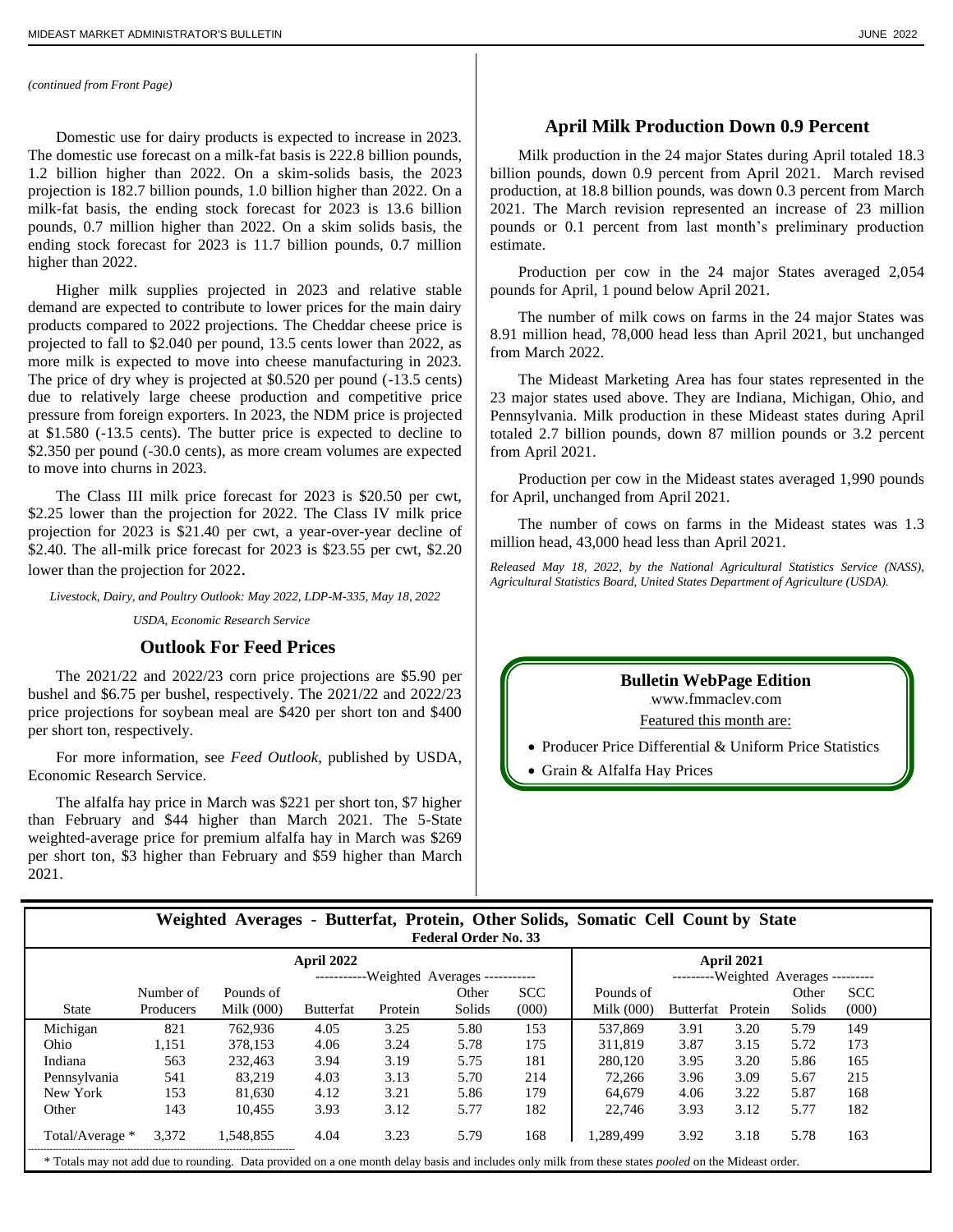*(continued from Front Page)*

Domestic use for dairy products is expected to increase in 2023. The domestic use forecast on a milk-fat basis is 222.8 billion pounds, 1.2 billion higher than 2022. On a skim-solids basis, the 2023 projection is 182.7 billion pounds, 1.0 billion higher than 2022. On a milk-fat basis, the ending stock forecast for 2023 is 13.6 billion pounds, 0.7 million higher than 2022. On a skim solids basis, the ending stock forecast for 2023 is 11.7 billion pounds, 0.7 million higher than 2022.

Higher milk supplies projected in 2023 and relative stable demand are expected to contribute to lower prices for the main dairy products compared to 2022 projections. The Cheddar cheese price is projected to fall to $2.040 per pound, 13.5 cents lower than 2022, as more milk is expected to move into cheese manufacturing in 2023. The price of dry whey is projected at $0.520 per pound (-13.5 cents) due to relatively large cheese production and competitive price pressure from foreign exporters. In 2023, the NDM price is projected at $1.580 (-13.5 cents). The butter price is expected to decline to $2.350 per pound (-30.0 cents), as more cream volumes are expected to move into churns in 2023.

The Class III milk price forecast for 2023 is $20.50 per cwt, $2.25 lower than the projection for 2022. The Class IV milk price projection for 2023 is $21.40 per cwt, a year-over-year decline of $2.40. The all-milk price forecast for 2023 is $23.55 per cwt, $2.20 lower than the projection for 2022.

*Livestock, Dairy, and Poultry Outlook: May 2022, LDP-M-335, May 18, 2022*

*USDA, Economic Research Service*

## Outlook For Feed Prices

The 2021/22 and 2022/23 corn price projections are $5.90 per bushel and $6.75 per bushel, respectively. The 2021/22 and 2022/23 price projections for soybean meal are $420 per short ton and $400 per short ton, respectively.

For more information, see *Feed Outlook*, published by USDA, Economic Research Service.

The alfalfa hay price in March was $221 per short ton, $7 higher than February and $44 higher than March 2021. The 5-State weighted-average price for premium alfalfa hay in March was $269 per short ton, $3 higher than February and $59 higher than March 2021.

## April Milk Production Down 0.9 Percent

Milk production in the 24 major States during April totaled 18.3 billion pounds, down 0.9 percent from April 2021. March revised production, at 18.8 billion pounds, was down 0.3 percent from March 2021. The March revision represented an increase of 23 million pounds or 0.1 percent from last month's preliminary production estimate.

Production per cow in the 24 major States averaged 2,054 pounds for April, 1 pound below April 2021.

The number of milk cows on farms in the 24 major States was 8.91 million head, 78,000 head less than April 2021, but unchanged from March 2022.

The Mideast Marketing Area has four states represented in the 23 major states used above. They are Indiana, Michigan, Ohio, and Pennsylvania. Milk production in these Mideast states during April totaled 2.7 billion pounds, down 87 million pounds or 3.2 percent from April 2021.

Production per cow in the Mideast states averaged 1,990 pounds for April, unchanged from April 2021.

The number of cows on farms in the Mideast states was 1.3 million head, 43,000 head less than April 2021.

*Released May 18, 2022, by the National Agricultural Statistics Service (NASS), Agricultural Statistics Board, United States Department of Agriculture (USDA).*

**Bulletin WebPage Edition**

www.fmmaclev.com

Featured this month are:

- Producer Price Differential & Uniform Price Statistics
- Grain & Alfalfa Hay Prices

## Weighted Averages - Butterfat, Protein, Other Solids, Somatic Cell Count by State

**Federal Order No. 33**

| | April 2022 | | | | | | | April 2021 | | | | |
|---|---|---|---|---|---|---|---|---|---|---|---|---|
| | | | Weighted Averages | | | | | | Weighted Averages | | | |
| State | Number of Producers | Pounds of Milk (000) | Butterfat | Protein | Other Solids | SCC (000) | Pounds of Milk (000) | Butterfat | Protein | Other Solids | SCC (000) |
| Michigan | 821 | 762,936 | 4.05 | 3.25 | 5.80 | 153 | 537,869 | 3.91 | 3.20 | 5.79 | 149 |
| Ohio | 1,151 | 378,153 | 4.06 | 3.24 | 5.78 | 175 | 311,819 | 3.87 | 3.15 | 5.72 | 173 |
| Indiana | 563 | 232,463 | 3.94 | 3.19 | 5.75 | 181 | 280,120 | 3.95 | 3.20 | 5.86 | 165 |
| Pennsylvania | 541 | 83,219 | 4.03 | 3.13 | 5.70 | 214 | 72,266 | 3.96 | 3.09 | 5.67 | 215 |
| New York | 153 | 81,630 | 4.12 | 3.21 | 5.86 | 179 | 64,679 | 4.06 | 3.22 | 5.87 | 168 |
| Other | 143 | 10,455 | 3.93 | 3.12 | 5.77 | 182 | 22,746 | 3.93 | 3.12 | 5.77 | 182 |
| Total/Average * | 3,372 | 1,548,855 | 4.04 | 3.23 | 5.79 | 168 | 1,289,499 | 3.92 | 3.18 | 5.78 | 163 |

\* Totals may not add due to rounding. Data provided on a one month delay basis and includes only milk from these states *pooled* on the Mideast order.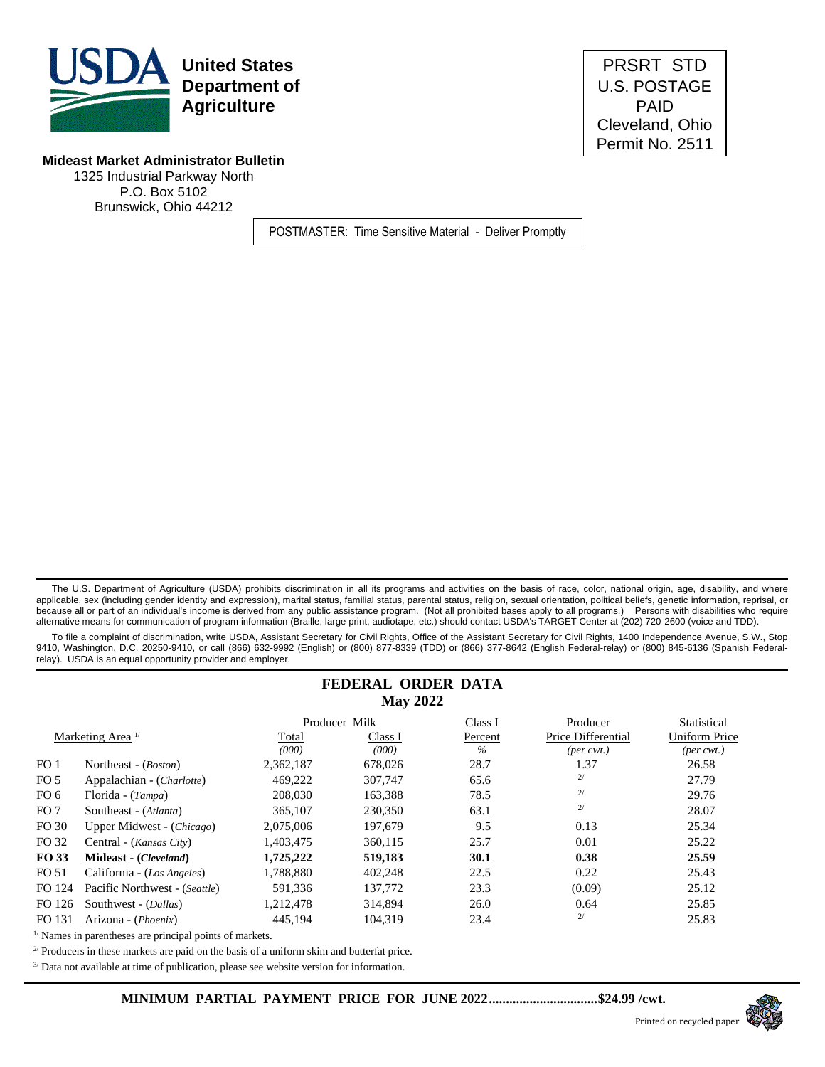**United States Department of Agriculture**

**Mideast Market Administrator Bulletin**
1325 Industrial Parkway North
P.O. Box 5102
Brunswick, Ohio 44212

PRSRT STD
U.S. POSTAGE
PAID
Cleveland, Ohio
Permit No. 2511

POSTMASTER: Time Sensitive Material - Deliver Promptly

The U.S. Department of Agriculture (USDA) prohibits discrimination in all its programs and activities on the basis of race, color, national origin, age, disability, and where applicable, sex (including gender identity and expression), marital status, familial status, parental status, religion, sexual orientation, political beliefs, genetic information, reprisal, or because all or part of an individual's income is derived from any public assistance program. (Not all prohibited bases apply to all programs.) Persons with disabilities who require alternative means for communication of program information (Braille, large print, audiotape, etc.) should contact USDA's TARGET Center at (202) 720-2600 (voice and TDD).

To file a complaint of discrimination, write USDA, Assistant Secretary for Civil Rights, Office of the Assistant Secretary for Civil Rights, 1400 Independence Avenue, S.W., Stop 9410, Washington, D.C. 20250-9410, or call (866) 632-9992 (English) or (800) 877-8339 (TDD) or (866) 377-8642 (English Federal-relay) or (800) 845-6136 (Spanish Federal-relay). USDA is an equal opportunity provider and employer.

## FEDERAL ORDER DATA
## May 2022

| | Marketing Area [1/] | Producer Milk Total (000) | Producer Milk Class I (000) | Class I Percent % | Producer Price Differential (per cwt.) | Statistical Uniform Price (per cwt.) |
|---|---|---|---|---|---|---|
| FO 1 | Northeast - (*Boston*) | 2,362,187 | 678,026 | 28.7 | 1.37 | 26.58 |
| FO 5 | Appalachian - (*Charlotte*) | 469,222 | 307,747 | 65.6 | [2/] | 27.79 |
| FO 6 | Florida - (*Tampa*) | 208,030 | 163,388 | 78.5 | [2/] | 29.76 |
| FO 7 | Southeast - (*Atlanta*) | 365,107 | 230,350 | 63.1 | [2/] | 28.07 |
| FO 30 | Upper Midwest - (*Chicago*) | 2,075,006 | 197,679 | 9.5 | 0.13 | 25.34 |
| FO 32 | Central - (*Kansas City*) | 1,403,475 | 360,115 | 25.7 | 0.01 | 25.22 |
| **FO 33** | **Mideast - (*Cleveland*)** | **1,725,222** | **519,183** | **30.1** | **0.38** | **25.59** |
| FO 51 | California - (*Los Angeles*) | 1,788,880 | 402,248 | 22.5 | 0.22 | 25.43 |
| FO 124 | Pacific Northwest - (*Seattle*) | 591,336 | 137,772 | 23.3 | (0.09) | 25.12 |
| FO 126 | Southwest - (*Dallas*) | 1,212,478 | 314,894 | 26.0 | 0.64 | 25.85 |
| FO 131 | Arizona - (*Phoenix*) | 445,194 | 104,319 | 23.4 | [2/] | 25.83 |

[1/] Names in parentheses are principal points of markets.

[2/] Producers in these markets are paid on the basis of a uniform skim and butterfat price.

[3/] Data not available at time of publication, please see website version for information.

**MINIMUM PARTIAL PAYMENT PRICE FOR JUNE 2022................................$24.99 /cwt.**

Printed on recycled paper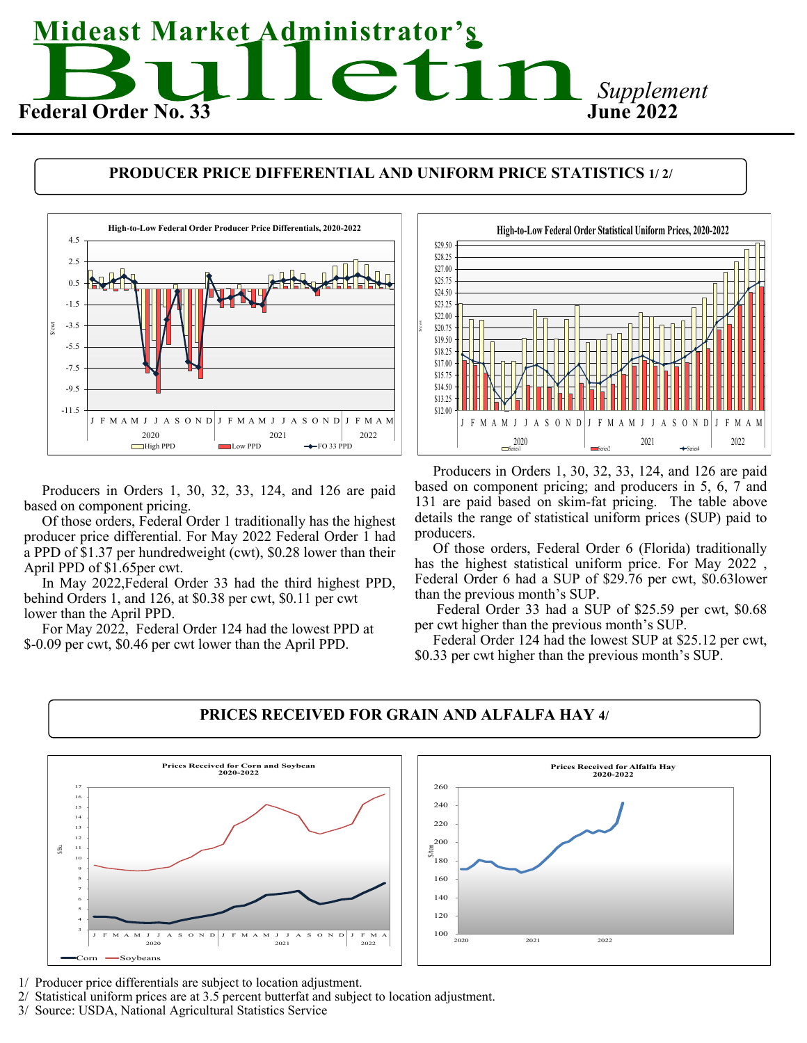# Mideast Market Administrator's Bulletin

**Federal Order No. 33** *Supplement* **June 2022**

## PRODUCER PRICE DIFFERENTIAL AND UNIFORM PRICE STATISTICS 1/ 2/

High-to-Low Federal Order Producer Price Differentials, 2020-2022

4.5
2.5
0.5
-1.5
-3.5
-5.5
-7.5
-9.5
-11.5

$/cwt

J F M A M J J A S O N D J F M A M J J A S O N D J F M A M

2020 2021 2022

High PPD Low PPD FO 33 PPD

High-to-Low Federal Order Statistical Uniform Prices, 2020-2022

$29.50
$28.25
$27.00
$25.75
$24.50
$23.25
$22.00
$20.75
$19.50
$18.25
$17.00
$15.75
$14.50
$13.25
$12.00

$/cwt

J F M A M J J A S O N D J F M A M J J A S O N D J F M A M

2020 2021 2022

Series1 Series2 Series4

Producers in Orders 1, 30, 32, 33, 124, and 126 are paid based on component pricing.

Of those orders, Federal Order 1 traditionally has the highest producer price differential. For May 2022 Federal Order 1 had a PPD of $1.37 per hundredweight (cwt), $0.28 lower than their April PPD of $1.65per cwt.

In May 2022,Federal Order 33 had the third highest PPD, behind Orders 1, and 126, at $0.38 per cwt, $0.11 per cwt lower than the April PPD.

For May 2022, Federal Order 124 had the lowest PPD at $-0.09 per cwt, $0.46 per cwt lower than the April PPD.

Producers in Orders 1, 30, 32, 33, 124, and 126 are paid based on component pricing; and producers in 5, 6, 7 and 131 are paid based on skim-fat pricing. The table above details the range of statistical uniform prices (SUP) paid to producers.

Of those orders, Federal Order 6 (Florida) traditionally has the highest statistical uniform price. For May 2022 , Federal Order 6 had a SUP of $29.76 per cwt, $0.63lower than the previous month's SUP.

Federal Order 33 had a SUP of $25.59 per cwt, $0.68 per cwt higher than the previous month's SUP.

Federal Order 124 had the lowest SUP at $25.12 per cwt, $0.33 per cwt higher than the previous month's SUP.

## PRICES RECEIVED FOR GRAIN AND ALFALFA HAY 4/

Prices Received for Corn and Soybean
2020-2022

17
16
15
14
13
12
11
10
9
8
7
6
5
4
3

$/bu.

J F M A M J J A S O N D J F M A M J J A S O N D J F M A

2020 2021 2022

Corn Soybeans

Prices Received for Alfalfa Hay
2020-2022

260
240
220
200
180
160
140
120
100

$/ton

2020 2021 2022

1/ Producer price differentials are subject to location adjustment.
2/ Statistical uniform prices are at 3.5 percent butterfat and subject to location adjustment.
3/ Source: USDA, National Agricultural Statistics Service